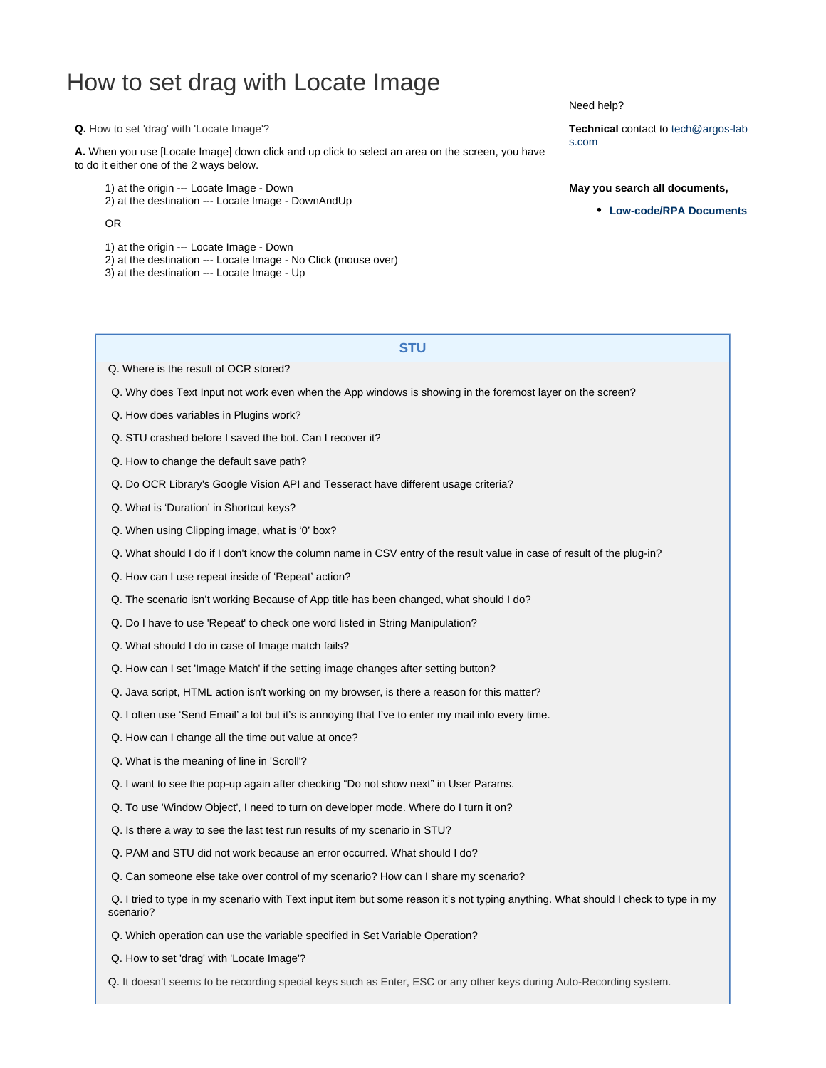# How to set drag with Locate Image

**Q.** How to set 'drag' with 'Locate Image'?

**A.** When you use [Locate Image] down click and up click to select an area on the screen, you have to do it either one of the 2 ways below.

1) at the origin --- Locate Image - Down
2) at the destination --- Locate Image - DownAndUp

OR

1) at the origin --- Locate Image - Down
2) at the destination --- Locate Image - No Click (mouse over)
3) at the destination --- Locate Image - Up

Need help?

**Technical** contact to tech@argos-labs.com

**May you search all documents,**

- **Low-code/RPA Documents**

| STU |
|---|
| Q. Where is the result of OCR stored? |
| Q. Why does Text Input not work even when the App windows is showing in the foremost layer on the screen? |
| Q. How does variables in Plugins work? |
| Q. STU crashed before I saved the bot. Can I recover it? |
| Q. How to change the default save path? |
| Q. Do OCR Library's Google Vision API and Tesseract have different usage criteria? |
| Q. What is 'Duration' in Shortcut keys? |
| Q. When using Clipping image, what is '0' box? |
| Q. What should I do if I don't know the column name in CSV entry of the result value in case of result of the plug-in? |
| Q. How can I use repeat inside of 'Repeat' action? |
| Q. The scenario isn't working Because of App title has been changed, what should I do? |
| Q. Do I have to use 'Repeat' to check one word listed in String Manipulation? |
| Q. What should I do in case of Image match fails? |
| Q. How can I set 'Image Match' if the setting image changes after setting button? |
| Q. Java script, HTML action isn't working on my browser, is there a reason for this matter? |
| Q. I often use 'Send Email' a lot but it's is annoying that I've to enter my mail info every time. |
| Q. How can I change all the time out value at once? |
| Q. What is the meaning of line in 'Scroll'? |
| Q. I want to see the pop-up again after checking "Do not show next" in User Params. |
| Q. To use 'Window Object', I need to turn on developer mode. Where do I turn it on? |
| Q. Is there a way to see the last test run results of my scenario in STU? |
| Q. PAM and STU did not work because an error occurred. What should I do? |
| Q. Can someone else take over control of my scenario? How can I share my scenario? |
| Q. I tried to type in my scenario with Text input item but some reason it's not typing anything. What should I check to type in my scenario? |
| Q. Which operation can use the variable specified in Set Variable Operation? |
| Q. How to set 'drag' with 'Locate Image'? |
| **Q.** It doesn't seems to be recording special keys such as Enter, ESC or any other keys during Auto-Recording system. |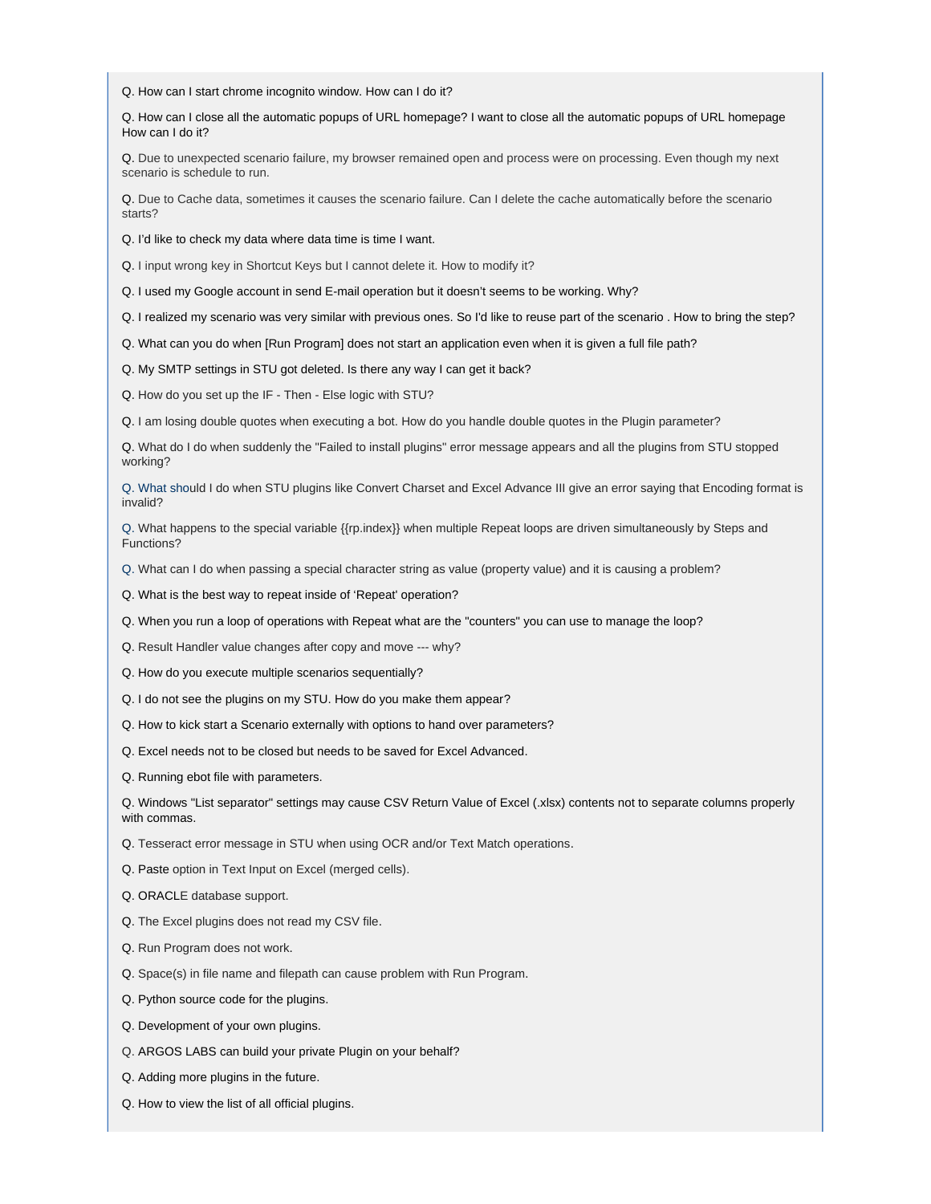Q. How can I start chrome incognito window. How can I do it?

Q. How can I close all the automatic popups of URL homepage? I want to close all the automatic popups of URL homepage How can I do it?

Q. Due to unexpected scenario failure, my browser remained open and process were on processing. Even though my next scenario is schedule to run.

Q. Due to Cache data, sometimes it causes the scenario failure. Can I delete the cache automatically before the scenario starts?

Q. I'd like to check my data where data time is time I want.

Q. I input wrong key in Shortcut Keys but I cannot delete it. How to modify it?

Q. I used my Google account in send E-mail operation but it doesn't seems to be working. Why?

Q. I realized my scenario was very similar with previous ones. So I'd like to reuse part of the scenario . How to bring the step?

Q. What can you do when [Run Program] does not start an application even when it is given a full file path?

Q. My SMTP settings in STU got deleted. Is there any way I can get it back?

Q. How do you set up the IF - Then - Else logic with STU?

Q. I am losing double quotes when executing a bot. How do you handle double quotes in the Plugin parameter?

Q. What do I do when suddenly the "Failed to install plugins" error message appears and all the plugins from STU stopped working?

Q. What should I do when STU plugins like Convert Charset and Excel Advance III give an error saying that Encoding format is invalid?

Q. What happens to the special variable {{rp.index}} when multiple Repeat loops are driven simultaneously by Steps and Functions?

Q. What can I do when passing a special character string as value (property value) and it is causing a problem?

Q. What is the best way to repeat inside of 'Repeat' operation?

Q. When you run a loop of operations with Repeat what are the "counters" you can use to manage the loop?

Q. Result Handler value changes after copy and move --- why?

Q. How do you execute multiple scenarios sequentially?

Q. I do not see the plugins on my STU. How do you make them appear?

Q. How to kick start a Scenario externally with options to hand over parameters?

Q. Excel needs not to be closed but needs to be saved for Excel Advanced.

Q. Running ebot file with parameters.

Q. Windows "List separator" settings may cause CSV Return Value of Excel (.xlsx) contents not to separate columns properly with commas.

Q. Tesseract error message in STU when using OCR and/or Text Match operations.

Q. Paste option in Text Input on Excel (merged cells).

Q. ORACLE database support.

Q. The Excel plugins does not read my CSV file.

Q. Run Program does not work.

Q. Space(s) in file name and filepath can cause problem with Run Program.

Q. Python source code for the plugins.

Q. Development of your own plugins.

Q. ARGOS LABS can build your private Plugin on your behalf?

Q. Adding more plugins in the future.

Q. How to view the list of all official plugins.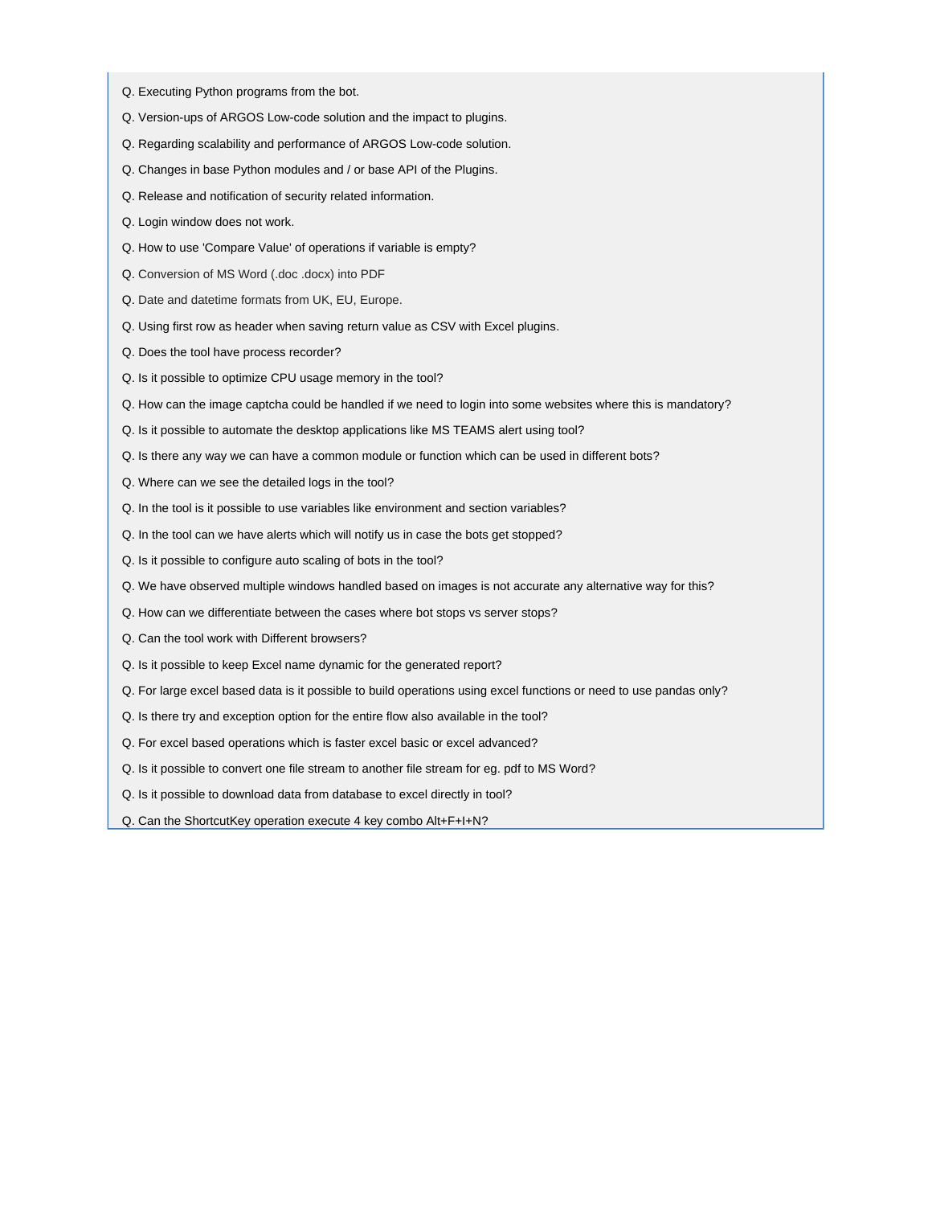Q. Executing Python programs from the bot.

Q. Version-ups of ARGOS Low-code solution and the impact to plugins.

Q. Regarding scalability and performance of ARGOS Low-code solution.

Q. Changes in base Python modules and / or base API of the Plugins.

Q. Release and notification of security related information.

Q. Login window does not work.

Q. How to use 'Compare Value' of operations if variable is empty?

Q. Conversion of MS Word (.doc .docx) into PDF

Q. Date and datetime formats from UK, EU, Europe.

Q. Using first row as header when saving return value as CSV with Excel plugins.

Q. Does the tool have process recorder?

Q. Is it possible to optimize CPU usage memory in the tool?

Q. How can the image captcha could be handled if we need to login into some websites where this is mandatory?

Q. Is it possible to automate the desktop applications like MS TEAMS alert using tool?

Q. Is there any way we can have a common module or function which can be used in different bots?

Q. Where can we see the detailed logs in the tool?

Q. In the tool is it possible to use variables like environment and section variables?

Q. In the tool can we have alerts which will notify us in case the bots get stopped?

Q. Is it possible to configure auto scaling of bots in the tool?

Q. We have observed multiple windows handled based on images is not accurate any alternative way for this?

Q. How can we differentiate between the cases where bot stops vs server stops?

Q. Can the tool work with Different browsers?

Q. Is it possible to keep Excel name dynamic for the generated report?

Q. For large excel based data is it possible to build operations using excel functions or need to use pandas only?

Q. Is there try and exception option for the entire flow also available in the tool?

Q. For excel based operations which is faster excel basic or excel advanced?

Q. Is it possible to convert one file stream to another file stream for eg. pdf to MS Word?

Q. Is it possible to download data from database to excel directly in tool?

Q. Can the ShortcutKey operation execute 4 key combo Alt+F+I+N?